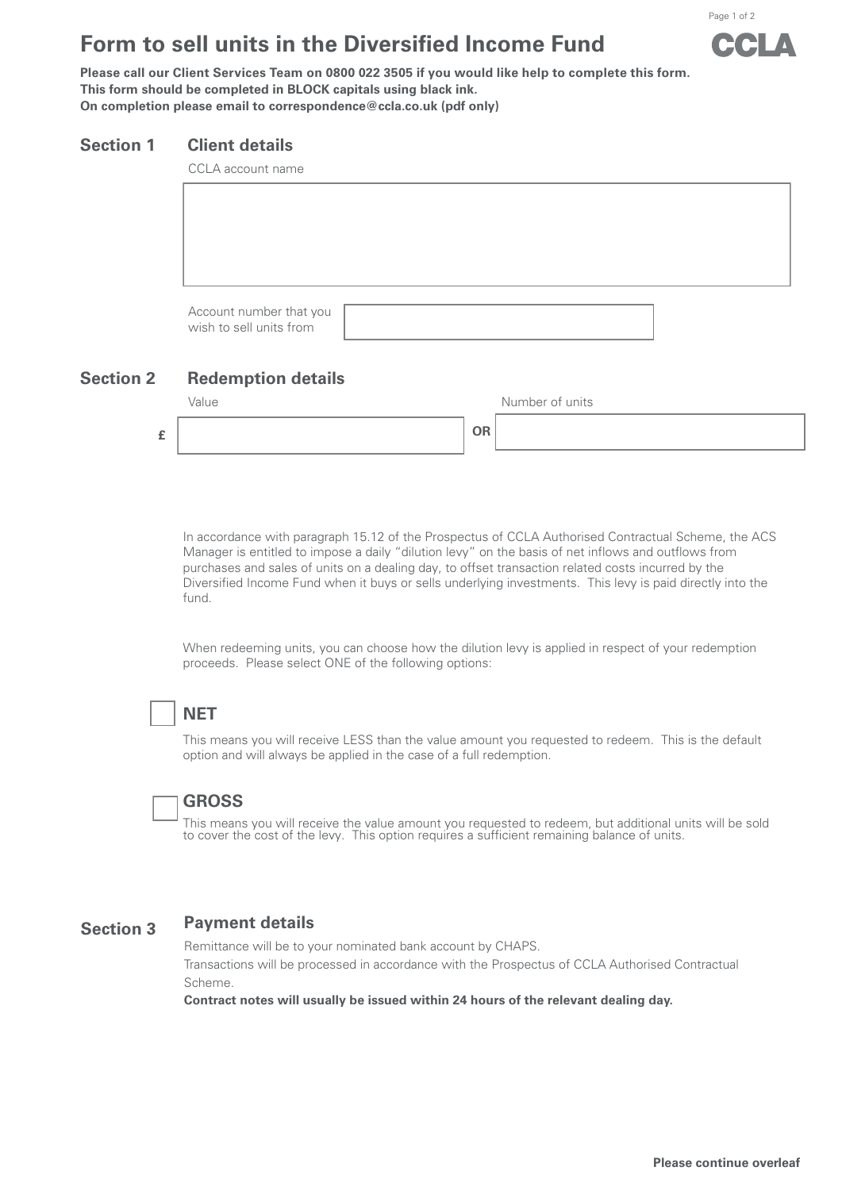# Form to sell units in the Diversified Income Fund

**Please call our Client Services Team on 0800 022 3505 if you would like help to complete this form.**
**This form should be completed in BLOCK capitals using black ink.**
**On completion please email to correspondence@ccla.co.uk (pdf only)**

## Section 1 Client details

CCLA account name

Account number that you wish to sell units from

## Section 2 Redemption details

Value

£ OR

Number of units

In accordance with paragraph 15.12 of the Prospectus of CCLA Authorised Contractual Scheme, the ACS Manager is entitled to impose a daily "dilution levy" on the basis of net inflows and outflows from purchases and sales of units on a dealing day, to offset transaction related costs incurred by the Diversified Income Fund when it buys or sells underlying investments. This levy is paid directly into the fund.

When redeeming units, you can choose how the dilution levy is applied in respect of your redemption proceeds. Please select ONE of the following options:

☐ **NET**

This means you will receive LESS than the value amount you requested to redeem. This is the default option and will always be applied in the case of a full redemption.

☐ **GROSS**

This means you will receive the value amount you requested to redeem, but additional units will be sold to cover the cost of the levy. This option requires a sufficient remaining balance of units.

## Section 3 Payment details

Remittance will be to your nominated bank account by CHAPS.
Transactions will be processed in accordance with the Prospectus of CCLA Authorised Contractual Scheme.
**Contract notes will usually be issued within 24 hours of the relevant dealing day.**

**Please continue overleaf**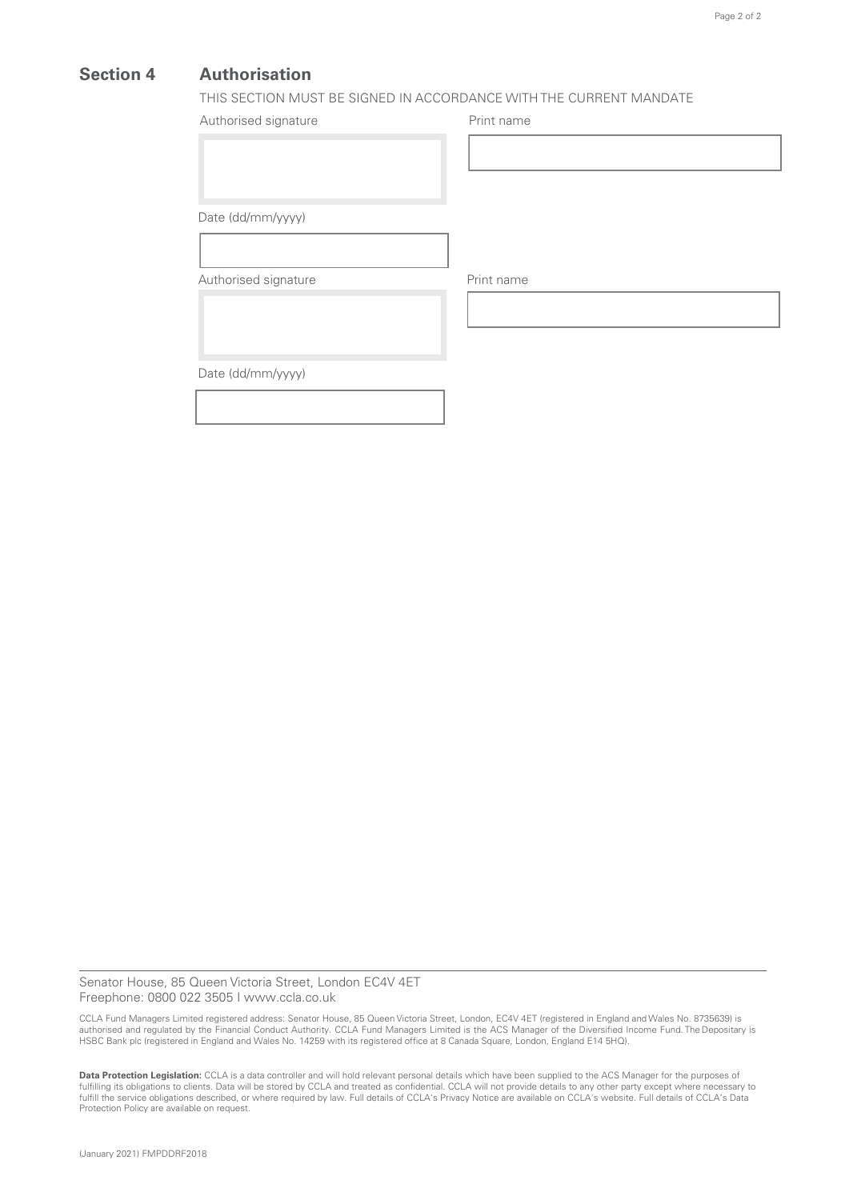## Section 4 Authorisation

THIS SECTION MUST BE SIGNED IN ACCORDANCE WITH THE CURRENT MANDATE

Authorised signature

Print name

Date (dd/mm/yyyy)

Authorised signature

Print name

Date (dd/mm/yyyy)

Senator House, 85 Queen Victoria Street, London EC4V 4ET
Freephone: 0800 022 3505 I www.ccla.co.uk

CCLA Fund Managers Limited registered address: Senator House, 85 Queen Victoria Street, London, EC4V 4ET (registered in England and Wales No. 8735639) is authorised and regulated by the Financial Conduct Authority. CCLA Fund Managers Limited is the ACS Manager of the Diversified Income Fund. The Depositary is HSBC Bank plc (registered in England and Wales No. 14259 with its registered office at 8 Canada Square, London, England E14 5HQ).

**Data Protection Legislation:** CCLA is a data controller and will hold relevant personal details which have been supplied to the ACS Manager for the purposes of fulfilling its obligations to clients. Data will be stored by CCLA and treated as confidential. CCLA will not provide details to any other party except where necessary to fulfill the service obligations described, or where required by law. Full details of CCLA's Privacy Notice are available on CCLA's website. Full details of CCLA's Data Protection Policy are available on request.

(January 2021) FMPDDRF2018